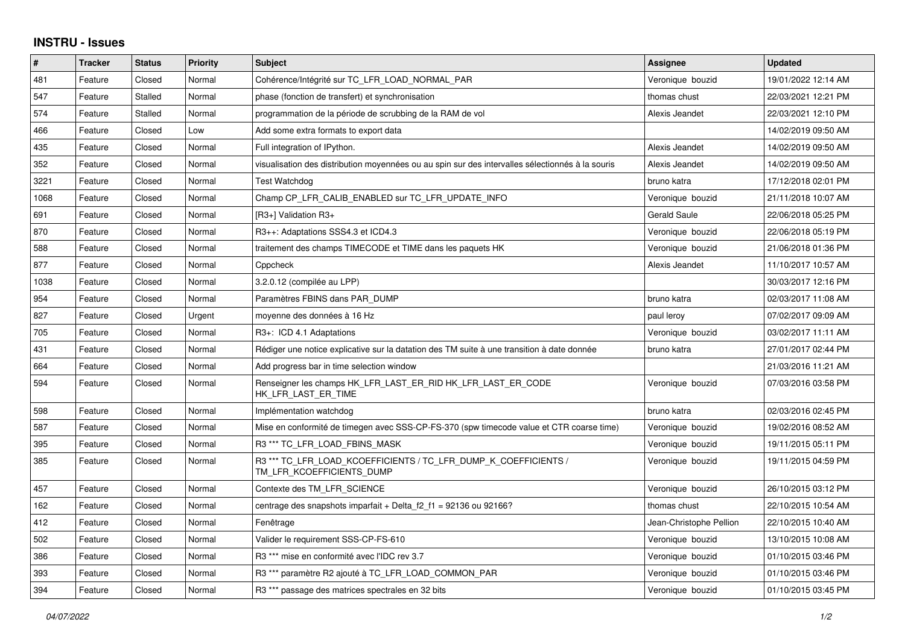## INSTRU - Issues

| # | Tracker | Status | Priority | Subject | Assignee | Updated |
|---|---|---|---|---|---|---|
| 481 | Feature | Closed | Normal | Cohérence/Intégrité sur TC_LFR_LOAD_NORMAL_PAR | Veronique bouzid | 19/01/2022 12:14 AM |
| 547 | Feature | Stalled | Normal | phase (fonction de transfert) et synchronisation | thomas chust | 22/03/2021 12:21 PM |
| 574 | Feature | Stalled | Normal | programmation de la période de scrubbing de la RAM de vol | Alexis Jeandet | 22/03/2021 12:10 PM |
| 466 | Feature | Closed | Low | Add some extra formats to export data | | 14/02/2019 09:50 AM |
| 435 | Feature | Closed | Normal | Full integration of IPython. | Alexis Jeandet | 14/02/2019 09:50 AM |
| 352 | Feature | Closed | Normal | visualisation des distribution moyennées ou au spin sur des intervalles sélectionnés à la souris | Alexis Jeandet | 14/02/2019 09:50 AM |
| 3221 | Feature | Closed | Normal | Test Watchdog | bruno katra | 17/12/2018 02:01 PM |
| 1068 | Feature | Closed | Normal | Champ CP_LFR_CALIB_ENABLED sur TC_LFR_UPDATE_INFO | Veronique bouzid | 21/11/2018 10:07 AM |
| 691 | Feature | Closed | Normal | [R3+] Validation R3+ | Gerald Saule | 22/06/2018 05:25 PM |
| 870 | Feature | Closed | Normal | R3++: Adaptations SSS4.3 et ICD4.3 | Veronique bouzid | 22/06/2018 05:19 PM |
| 588 | Feature | Closed | Normal | traitement des champs TIMECODE et TIME dans les paquets HK | Veronique bouzid | 21/06/2018 01:36 PM |
| 877 | Feature | Closed | Normal | Cppcheck | Alexis Jeandet | 11/10/2017 10:57 AM |
| 1038 | Feature | Closed | Normal | 3.2.0.12 (compilée au LPP) | | 30/03/2017 12:16 PM |
| 954 | Feature | Closed | Normal | Paramètres FBINS dans PAR_DUMP | bruno katra | 02/03/2017 11:08 AM |
| 827 | Feature | Closed | Urgent | moyenne des données à 16 Hz | paul leroy | 07/02/2017 09:09 AM |
| 705 | Feature | Closed | Normal | R3+: ICD 4.1 Adaptations | Veronique bouzid | 03/02/2017 11:11 AM |
| 431 | Feature | Closed | Normal | Rédiger une notice explicative sur la datation des TM suite à une transition à date donnée | bruno katra | 27/01/2017 02:44 PM |
| 664 | Feature | Closed | Normal | Add progress bar in time selection window | | 21/03/2016 11:21 AM |
| 594 | Feature | Closed | Normal | Renseigner les champs HK_LFR_LAST_ER_RID HK_LFR_LAST_ER_CODE HK_LFR_LAST_ER_TIME | Veronique bouzid | 07/03/2016 03:58 PM |
| 598 | Feature | Closed | Normal | Implémentation watchdog | bruno katra | 02/03/2016 02:45 PM |
| 587 | Feature | Closed | Normal | Mise en conformité de timegen avec SSS-CP-FS-370 (spw timecode value et CTR coarse time) | Veronique bouzid | 19/02/2016 08:52 AM |
| 395 | Feature | Closed | Normal | R3 *** TC_LFR_LOAD_FBINS_MASK | Veronique bouzid | 19/11/2015 05:11 PM |
| 385 | Feature | Closed | Normal | R3 *** TC_LFR_LOAD_KCOEFFICIENTS / TC_LFR_DUMP_K_COEFFICIENTS / TM_LFR_KCOEFFICIENTS_DUMP | Veronique bouzid | 19/11/2015 04:59 PM |
| 457 | Feature | Closed | Normal | Contexte des TM_LFR_SCIENCE | Veronique bouzid | 26/10/2015 03:12 PM |
| 162 | Feature | Closed | Normal | centrage des snapshots imparfait + Delta_f2_f1 = 92136 ou 92166? | thomas chust | 22/10/2015 10:54 AM |
| 412 | Feature | Closed | Normal | Fenêtrage | Jean-Christophe Pellion | 22/10/2015 10:40 AM |
| 502 | Feature | Closed | Normal | Valider le requirement SSS-CP-FS-610 | Veronique bouzid | 13/10/2015 10:08 AM |
| 386 | Feature | Closed | Normal | R3 *** mise en conformité avec l'IDC rev 3.7 | Veronique bouzid | 01/10/2015 03:46 PM |
| 393 | Feature | Closed | Normal | R3 *** paramètre R2 ajouté à TC_LFR_LOAD_COMMON_PAR | Veronique bouzid | 01/10/2015 03:46 PM |
| 394 | Feature | Closed | Normal | R3 *** passage des matrices spectrales en 32 bits | Veronique bouzid | 01/10/2015 03:45 PM |

*04/07/2022*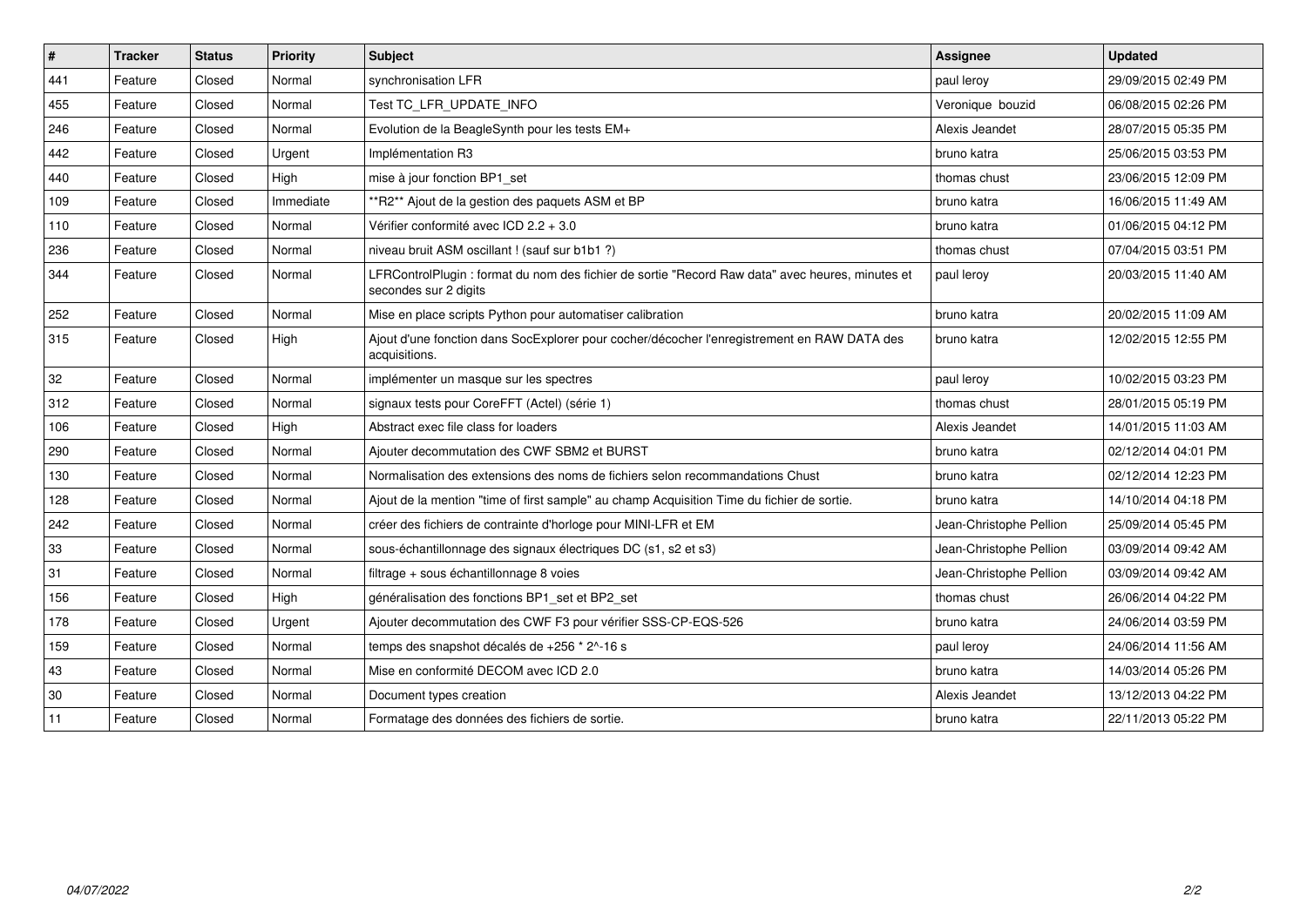| # | Tracker | Status | Priority | Subject | Assignee | Updated |
|---|---|---|---|---|---|---|
| 441 | Feature | Closed | Normal | synchronisation LFR | paul leroy | 29/09/2015 02:49 PM |
| 455 | Feature | Closed | Normal | Test TC_LFR_UPDATE_INFO | Veronique bouzid | 06/08/2015 02:26 PM |
| 246 | Feature | Closed | Normal | Evolution de la BeagleSynth pour les tests EM+ | Alexis Jeandet | 28/07/2015 05:35 PM |
| 442 | Feature | Closed | Urgent | Implémentation R3 | bruno katra | 25/06/2015 03:53 PM |
| 440 | Feature | Closed | High | mise à jour fonction BP1_set | thomas chust | 23/06/2015 12:09 PM |
| 109 | Feature | Closed | Immediate | **R2** Ajout de la gestion des paquets ASM et BP | bruno katra | 16/06/2015 11:49 AM |
| 110 | Feature | Closed | Normal | Vérifier conformité avec ICD 2.2 + 3.0 | bruno katra | 01/06/2015 04:12 PM |
| 236 | Feature | Closed | Normal | niveau bruit ASM oscillant ! (sauf sur b1b1 ?) | thomas chust | 07/04/2015 03:51 PM |
| 344 | Feature | Closed | Normal | LFRControlPlugin : format du nom des fichier de sortie "Record Raw data" avec heures, minutes et secondes sur 2 digits | paul leroy | 20/03/2015 11:40 AM |
| 252 | Feature | Closed | Normal | Mise en place scripts Python pour automatiser calibration | bruno katra | 20/02/2015 11:09 AM |
| 315 | Feature | Closed | High | Ajout d'une fonction dans SocExplorer pour cocher/décocher l'enregistrement en RAW DATA des acquisitions. | bruno katra | 12/02/2015 12:55 PM |
| 32 | Feature | Closed | Normal | implémenter un masque sur les spectres | paul leroy | 10/02/2015 03:23 PM |
| 312 | Feature | Closed | Normal | signaux tests pour CoreFFT (Actel) (série 1) | thomas chust | 28/01/2015 05:19 PM |
| 106 | Feature | Closed | High | Abstract exec file class for loaders | Alexis Jeandet | 14/01/2015 11:03 AM |
| 290 | Feature | Closed | Normal | Ajouter decommutation des CWF SBM2 et BURST | bruno katra | 02/12/2014 04:01 PM |
| 130 | Feature | Closed | Normal | Normalisation des extensions des noms de fichiers selon recommandations Chust | bruno katra | 02/12/2014 12:23 PM |
| 128 | Feature | Closed | Normal | Ajout de la mention "time of first sample" au champ Acquisition Time du fichier de sortie. | bruno katra | 14/10/2014 04:18 PM |
| 242 | Feature | Closed | Normal | créer des fichiers de contrainte d'horloge pour MINI-LFR et EM | Jean-Christophe Pellion | 25/09/2014 05:45 PM |
| 33 | Feature | Closed | Normal | sous-échantillonnage des signaux électriques DC (s1, s2 et s3) | Jean-Christophe Pellion | 03/09/2014 09:42 AM |
| 31 | Feature | Closed | Normal | filtrage + sous échantillonnage 8 voies | Jean-Christophe Pellion | 03/09/2014 09:42 AM |
| 156 | Feature | Closed | High | généralisation des fonctions BP1_set et BP2_set | thomas chust | 26/06/2014 04:22 PM |
| 178 | Feature | Closed | Urgent | Ajouter decommutation des CWF F3 pour vérifier SSS-CP-EQS-526 | bruno katra | 24/06/2014 03:59 PM |
| 159 | Feature | Closed | Normal | temps des snapshot décalés de +256 * 2^-16 s | paul leroy | 24/06/2014 11:56 AM |
| 43 | Feature | Closed | Normal | Mise en conformité DECOM avec ICD 2.0 | bruno katra | 14/03/2014 05:26 PM |
| 30 | Feature | Closed | Normal | Document types creation | Alexis Jeandet | 13/12/2013 04:22 PM |
| 11 | Feature | Closed | Normal | Formatage des données des fichiers de sortie. | bruno katra | 22/11/2013 05:22 PM |